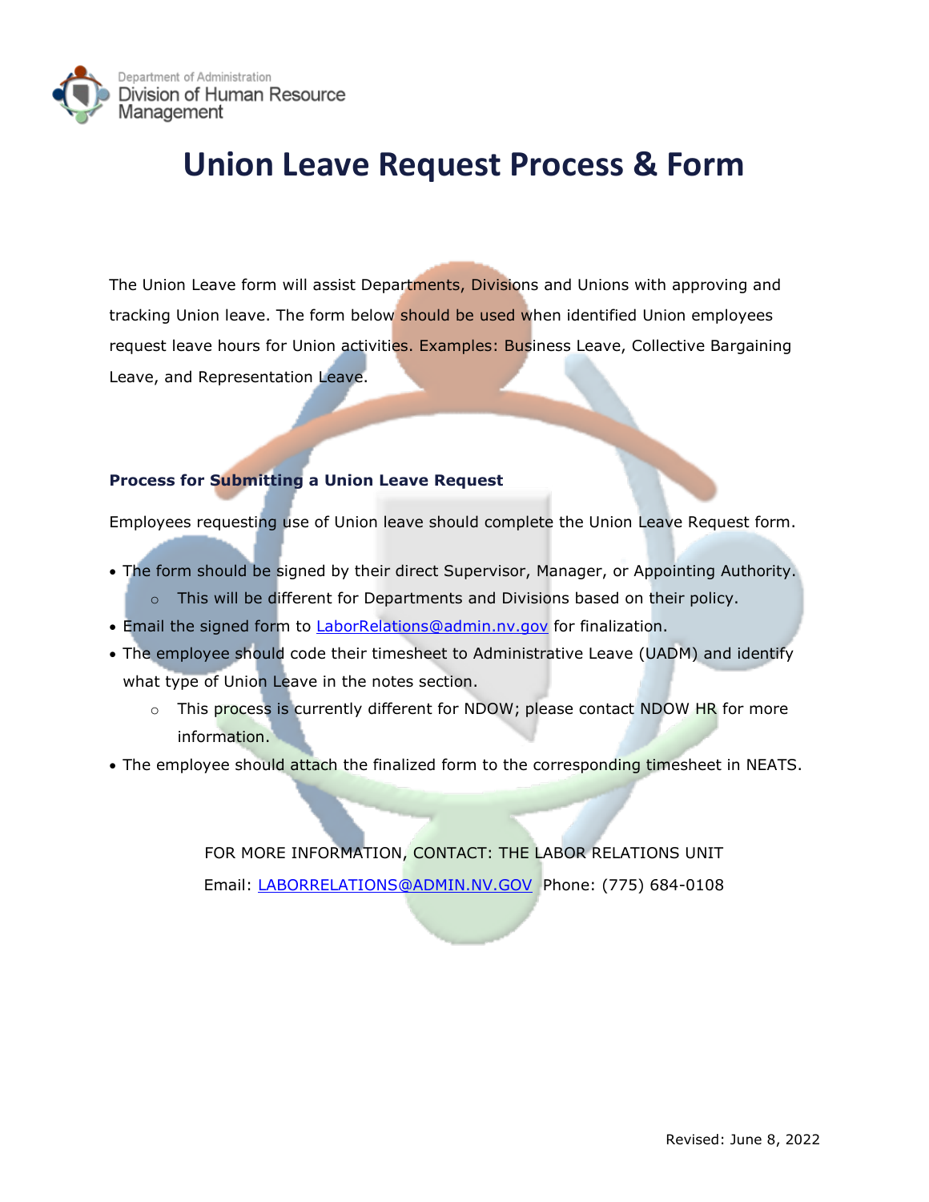Department of Administration
Division of Human Resource Management

# Union Leave Request Process & Form

The Union Leave form will assist Departments, Divisions and Unions with approving and tracking Union leave. The form below should be used when identified Union employees request leave hours for Union activities. Examples: Business Leave, Collective Bargaining Leave, and Representation Leave.

### Process for Submitting a Union Leave Request

Employees requesting use of Union leave should complete the Union Leave Request form.

- The form should be signed by their direct Supervisor, Manager, or Appointing Authority.
  - This will be different for Departments and Divisions based on their policy.
- Email the signed form to LaborRelations@admin.nv.gov for finalization.
- The employee should code their timesheet to Administrative Leave (UADM) and identify what type of Union Leave in the notes section.
  - This process is currently different for NDOW; please contact NDOW HR for more information.
- The employee should attach the finalized form to the corresponding timesheet in NEATS.

FOR MORE INFORMATION, CONTACT: THE LABOR RELATIONS UNIT

Email: LABORRELATIONS@ADMIN.NV.GOV Phone: (775) 684-0108

Revised: June 8, 2022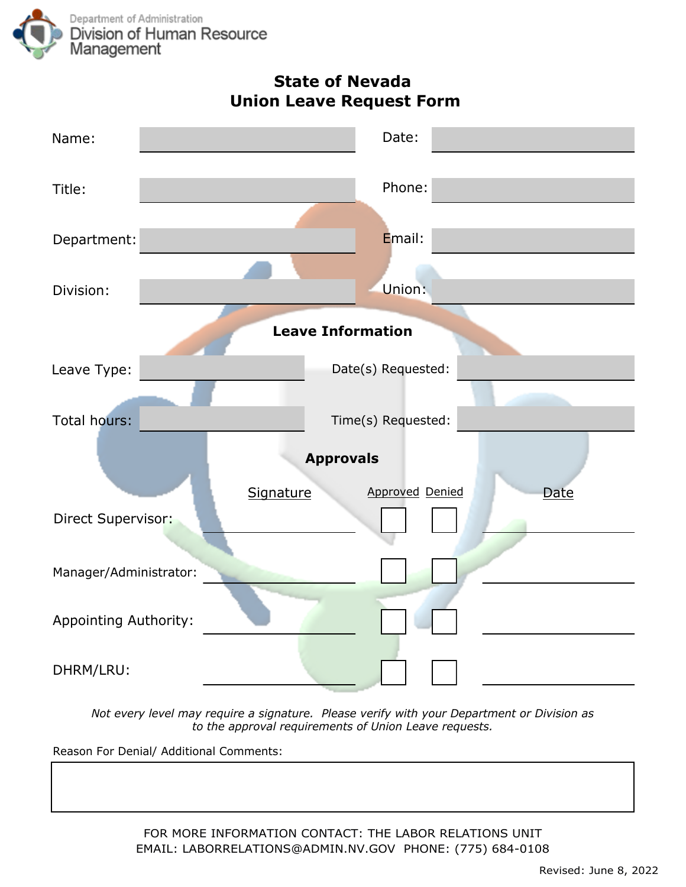Department of Administration
Division of Human Resource Management

# State of Nevada
# Union Leave Request Form

| | | | |
|---|---|---|---|
| Name: | | Date: | |
| Title: | | Phone: | |
| Department: | | Email: | |
| Division: | | Union: | |

## Leave Information

| | | | |
|---|---|---|---|
| Leave Type: | | Date(s) Requested: | |
| Total hours: | | Time(s) Requested: | |

## Approvals

| | Signature | Approved | Denied | Date |
|---|---|---|---|---|
| Direct Supervisor: | | ☐ | ☐ | |
| Manager/Administrator: | | ☐ | ☐ | |
| Appointing Authority: | | ☐ | ☐ | |
| DHRM/LRU: | | ☐ | ☐ | |

*Not every level may require a signature. Please verify with your Department or Division as to the approval requirements of Union Leave requests.*

Reason For Denial/ Additional Comments:

FOR MORE INFORMATION CONTACT: THE LABOR RELATIONS UNIT
EMAIL: LABORRELATIONS@ADMIN.NV.GOV PHONE: (775) 684-0108

Revised: June 8, 2022